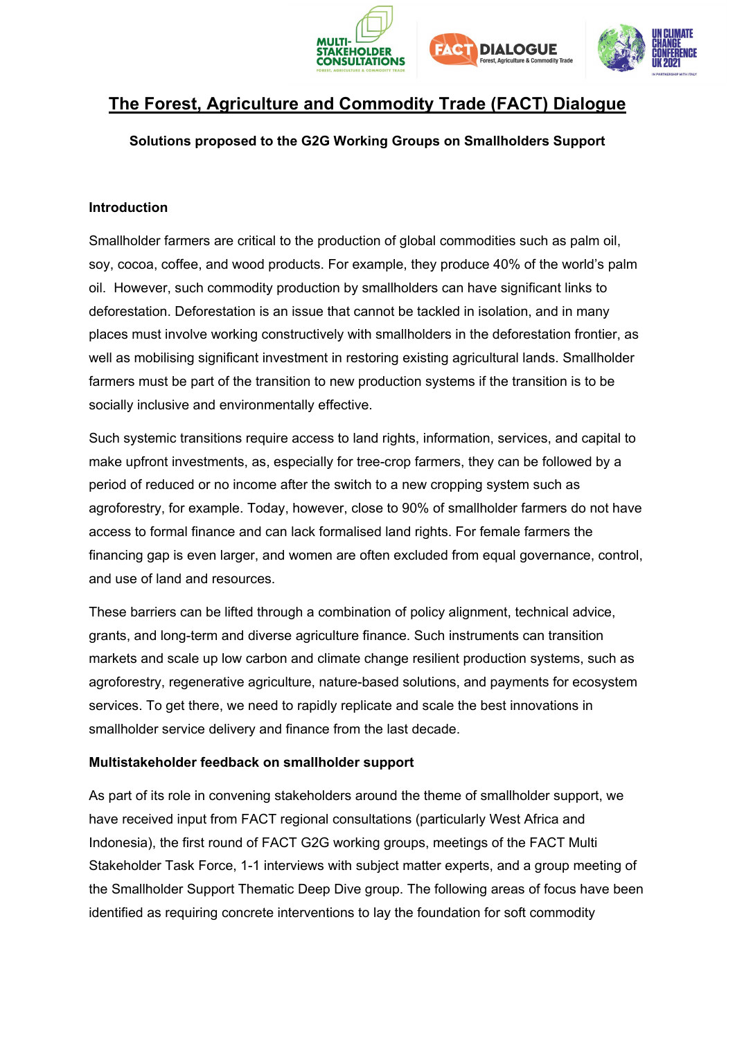# The Forest, Agriculture and Commodity Trade (FACT) Dialogue

**Solutions proposed to the G2G Working Groups on Smallholders Support**

**Introduction**

Smallholder farmers are critical to the production of global commodities such as palm oil, soy, cocoa, coffee, and wood products. For example, they produce 40% of the world's palm oil. However, such commodity production by smallholders can have significant links to deforestation. Deforestation is an issue that cannot be tackled in isolation, and in many places must involve working constructively with smallholders in the deforestation frontier, as well as mobilising significant investment in restoring existing agricultural lands. Smallholder farmers must be part of the transition to new production systems if the transition is to be socially inclusive and environmentally effective.

Such systemic transitions require access to land rights, information, services, and capital to make upfront investments, as, especially for tree-crop farmers, they can be followed by a period of reduced or no income after the switch to a new cropping system such as agroforestry, for example. Today, however, close to 90% of smallholder farmers do not have access to formal finance and can lack formalised land rights. For female farmers the financing gap is even larger, and women are often excluded from equal governance, control, and use of land and resources.

These barriers can be lifted through a combination of policy alignment, technical advice, grants, and long-term and diverse agriculture finance. Such instruments can transition markets and scale up low carbon and climate change resilient production systems, such as agroforestry, regenerative agriculture, nature-based solutions, and payments for ecosystem services. To get there, we need to rapidly replicate and scale the best innovations in smallholder service delivery and finance from the last decade.

**Multistakeholder feedback on smallholder support**

As part of its role in convening stakeholders around the theme of smallholder support, we have received input from FACT regional consultations (particularly West Africa and Indonesia), the first round of FACT G2G working groups, meetings of the FACT Multi Stakeholder Task Force, 1-1 interviews with subject matter experts, and a group meeting of the Smallholder Support Thematic Deep Dive group. The following areas of focus have been identified as requiring concrete interventions to lay the foundation for soft commodity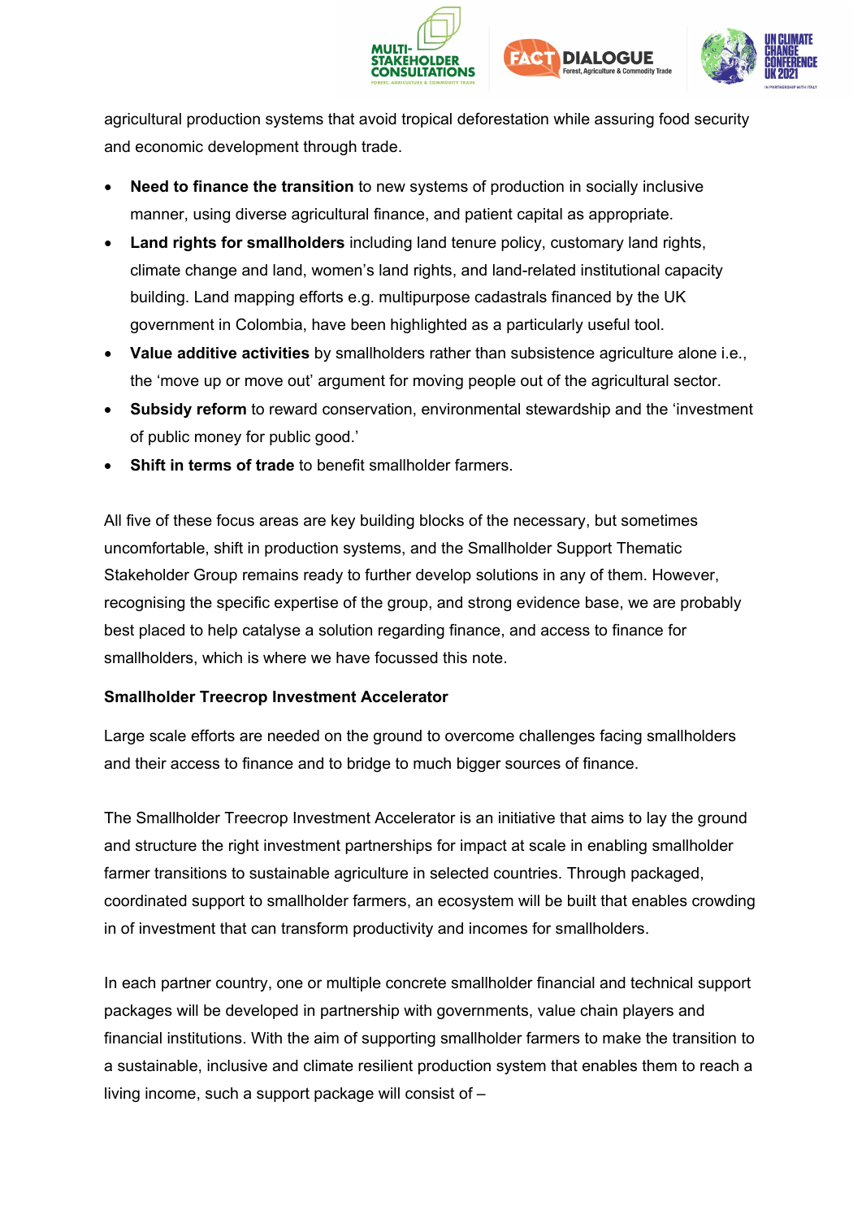agricultural production systems that avoid tropical deforestation while assuring food security and economic development through trade.

- **Need to finance the transition** to new systems of production in socially inclusive manner, using diverse agricultural finance, and patient capital as appropriate.
- **Land rights for smallholders** including land tenure policy, customary land rights, climate change and land, women's land rights, and land-related institutional capacity building. Land mapping efforts e.g. multipurpose cadastrals financed by the UK government in Colombia, have been highlighted as a particularly useful tool.
- **Value additive activities** by smallholders rather than subsistence agriculture alone i.e., the 'move up or move out' argument for moving people out of the agricultural sector.
- **Subsidy reform** to reward conservation, environmental stewardship and the 'investment of public money for public good.'
- **Shift in terms of trade** to benefit smallholder farmers.

All five of these focus areas are key building blocks of the necessary, but sometimes uncomfortable, shift in production systems, and the Smallholder Support Thematic Stakeholder Group remains ready to further develop solutions in any of them. However, recognising the specific expertise of the group, and strong evidence base, we are probably best placed to help catalyse a solution regarding finance, and access to finance for smallholders, which is where we have focussed this note.

**Smallholder Treecrop Investment Accelerator**

Large scale efforts are needed on the ground to overcome challenges facing smallholders and their access to finance and to bridge to much bigger sources of finance.

The Smallholder Treecrop Investment Accelerator is an initiative that aims to lay the ground and structure the right investment partnerships for impact at scale in enabling smallholder farmer transitions to sustainable agriculture in selected countries. Through packaged, coordinated support to smallholder farmers, an ecosystem will be built that enables crowding in of investment that can transform productivity and incomes for smallholders.

In each partner country, one or multiple concrete smallholder financial and technical support packages will be developed in partnership with governments, value chain players and financial institutions. With the aim of supporting smallholder farmers to make the transition to a sustainable, inclusive and climate resilient production system that enables them to reach a living income, such a support package will consist of –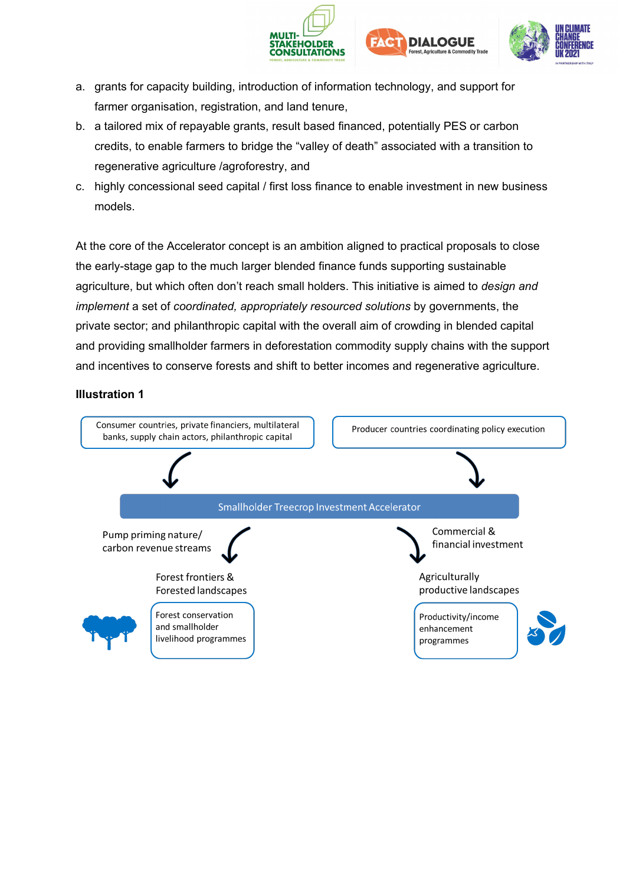a. grants for capacity building, introduction of information technology, and support for farmer organisation, registration, and land tenure,
b. a tailored mix of repayable grants, result based financed, potentially PES or carbon credits, to enable farmers to bridge the "valley of death" associated with a transition to regenerative agriculture /agroforestry, and
c. highly concessional seed capital / first loss finance to enable investment in new business models.

At the core of the Accelerator concept is an ambition aligned to practical proposals to close the early-stage gap to the much larger blended finance funds supporting sustainable agriculture, but which often don't reach small holders. This initiative is aimed to *design and implement* a set of *coordinated, appropriately resourced solutions* by governments, the private sector; and philanthropic capital with the overall aim of crowding in blended capital and providing smallholder farmers in deforestation commodity supply chains with the support and incentives to conserve forests and shift to better incomes and regenerative agriculture.

**Illustration 1**

Consumer countries, private financiers, multilateral banks, supply chain actors, philanthropic capital

Producer countries coordinating policy execution

Smallholder Treecrop Investment Accelerator

Pump priming nature/ carbon revenue streams

Commercial & financial investment

Forest frontiers & Forested landscapes

Agriculturally productive landscapes

Forest conservation and smallholder livelihood programmes

Productivity/income enhancement programmes